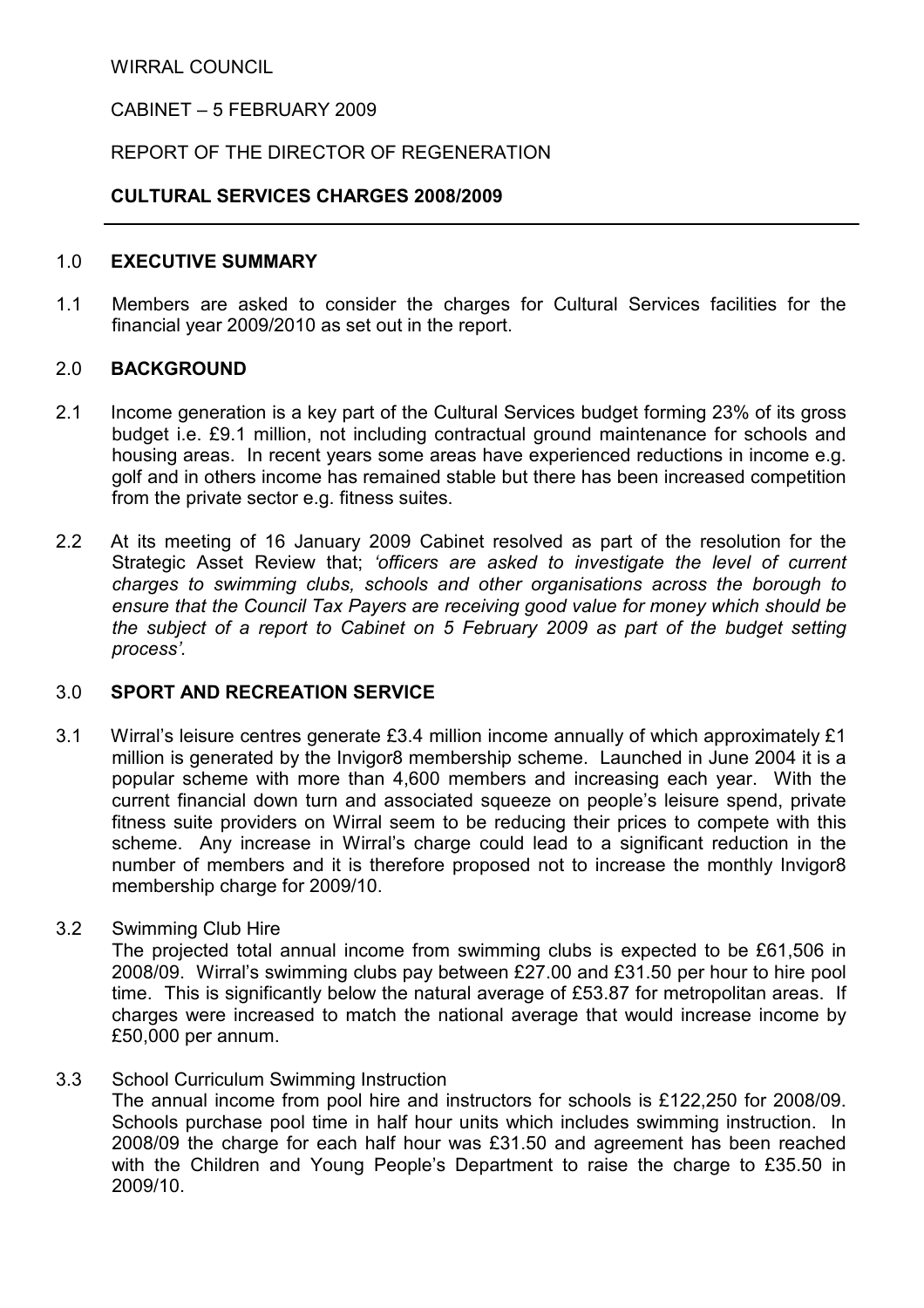WIRRAL COUNCIL

CABINET – 5 FEBRUARY 2009

REPORT OF THE DIRECTOR OF REGENERATION

**CULTURAL SERVICES CHARGES 2008/2009**

## 1.0 EXECUTIVE SUMMARY

1.1 Members are asked to consider the charges for Cultural Services facilities for the financial year 2009/2010 as set out in the report.

## 2.0 BACKGROUND

2.1 Income generation is a key part of the Cultural Services budget forming 23% of its gross budget i.e. £9.1 million, not including contractual ground maintenance for schools and housing areas. In recent years some areas have experienced reductions in income e.g. golf and in others income has remained stable but there has been increased competition from the private sector e.g. fitness suites.

2.2 At its meeting of 16 January 2009 Cabinet resolved as part of the resolution for the Strategic Asset Review that; *'officers are asked to investigate the level of current charges to swimming clubs, schools and other organisations across the borough to ensure that the Council Tax Payers are receiving good value for money which should be the subject of a report to Cabinet on 5 February 2009 as part of the budget setting process'.*

## 3.0 SPORT AND RECREATION SERVICE

3.1 Wirral's leisure centres generate £3.4 million income annually of which approximately £1 million is generated by the Invigor8 membership scheme. Launched in June 2004 it is a popular scheme with more than 4,600 members and increasing each year. With the current financial down turn and associated squeeze on people's leisure spend, private fitness suite providers on Wirral seem to be reducing their prices to compete with this scheme. Any increase in Wirral's charge could lead to a significant reduction in the number of members and it is therefore proposed not to increase the monthly Invigor8 membership charge for 2009/10.

3.2 Swimming Club Hire

The projected total annual income from swimming clubs is expected to be £61,506 in 2008/09. Wirral's swimming clubs pay between £27.00 and £31.50 per hour to hire pool time. This is significantly below the natural average of £53.87 for metropolitan areas. If charges were increased to match the national average that would increase income by £50,000 per annum.

3.3 School Curriculum Swimming Instruction

The annual income from pool hire and instructors for schools is £122,250 for 2008/09. Schools purchase pool time in half hour units which includes swimming instruction. In 2008/09 the charge for each half hour was £31.50 and agreement has been reached with the Children and Young People's Department to raise the charge to £35.50 in 2009/10.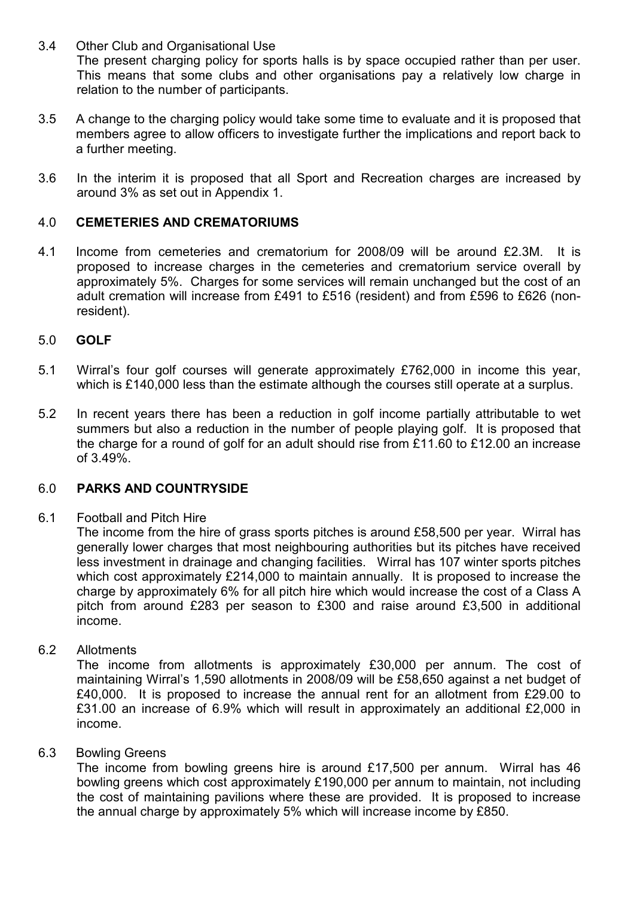3.4 Other Club and Organisational Use

The present charging policy for sports halls is by space occupied rather than per user. This means that some clubs and other organisations pay a relatively low charge in relation to the number of participants.

3.5 A change to the charging policy would take some time to evaluate and it is proposed that members agree to allow officers to investigate further the implications and report back to a further meeting.

3.6 In the interim it is proposed that all Sport and Recreation charges are increased by around 3% as set out in Appendix 1.

## 4.0 CEMETERIES AND CREMATORIUMS

4.1 Income from cemeteries and crematorium for 2008/09 will be around £2.3M. It is proposed to increase charges in the cemeteries and crematorium service overall by approximately 5%. Charges for some services will remain unchanged but the cost of an adult cremation will increase from £491 to £516 (resident) and from £596 to £626 (non-resident).

## 5.0 GOLF

5.1 Wirral's four golf courses will generate approximately £762,000 in income this year, which is £140,000 less than the estimate although the courses still operate at a surplus.

5.2 In recent years there has been a reduction in golf income partially attributable to wet summers but also a reduction in the number of people playing golf. It is proposed that the charge for a round of golf for an adult should rise from £11.60 to £12.00 an increase of 3.49%.

## 6.0 PARKS AND COUNTRYSIDE

6.1 Football and Pitch Hire

The income from the hire of grass sports pitches is around £58,500 per year. Wirral has generally lower charges that most neighbouring authorities but its pitches have received less investment in drainage and changing facilities. Wirral has 107 winter sports pitches which cost approximately £214,000 to maintain annually. It is proposed to increase the charge by approximately 6% for all pitch hire which would increase the cost of a Class A pitch from around £283 per season to £300 and raise around £3,500 in additional income.

6.2 Allotments

The income from allotments is approximately £30,000 per annum. The cost of maintaining Wirral's 1,590 allotments in 2008/09 will be £58,650 against a net budget of £40,000. It is proposed to increase the annual rent for an allotment from £29.00 to £31.00 an increase of 6.9% which will result in approximately an additional £2,000 in income.

6.3 Bowling Greens

The income from bowling greens hire is around £17,500 per annum. Wirral has 46 bowling greens which cost approximately £190,000 per annum to maintain, not including the cost of maintaining pavilions where these are provided. It is proposed to increase the annual charge by approximately 5% which will increase income by £850.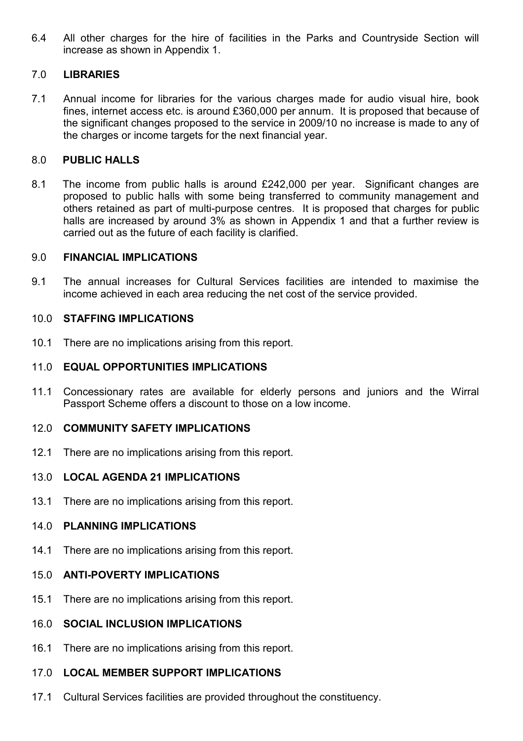6.4 All other charges for the hire of facilities in the Parks and Countryside Section will increase as shown in Appendix 1.

## 7.0 LIBRARIES

7.1 Annual income for libraries for the various charges made for audio visual hire, book fines, internet access etc. is around £360,000 per annum. It is proposed that because of the significant changes proposed to the service in 2009/10 no increase is made to any of the charges or income targets for the next financial year.

## 8.0 PUBLIC HALLS

8.1 The income from public halls is around £242,000 per year. Significant changes are proposed to public halls with some being transferred to community management and others retained as part of multi-purpose centres. It is proposed that charges for public halls are increased by around 3% as shown in Appendix 1 and that a further review is carried out as the future of each facility is clarified.

## 9.0 FINANCIAL IMPLICATIONS

9.1 The annual increases for Cultural Services facilities are intended to maximise the income achieved in each area reducing the net cost of the service provided.

## 10.0 STAFFING IMPLICATIONS

10.1 There are no implications arising from this report.

## 11.0 EQUAL OPPORTUNITIES IMPLICATIONS

11.1 Concessionary rates are available for elderly persons and juniors and the Wirral Passport Scheme offers a discount to those on a low income.

## 12.0 COMMUNITY SAFETY IMPLICATIONS

12.1 There are no implications arising from this report.

## 13.0 LOCAL AGENDA 21 IMPLICATIONS

13.1 There are no implications arising from this report.

## 14.0 PLANNING IMPLICATIONS

14.1 There are no implications arising from this report.

## 15.0 ANTI-POVERTY IMPLICATIONS

15.1 There are no implications arising from this report.

## 16.0 SOCIAL INCLUSION IMPLICATIONS

16.1 There are no implications arising from this report.

## 17.0 LOCAL MEMBER SUPPORT IMPLICATIONS

17.1 Cultural Services facilities are provided throughout the constituency.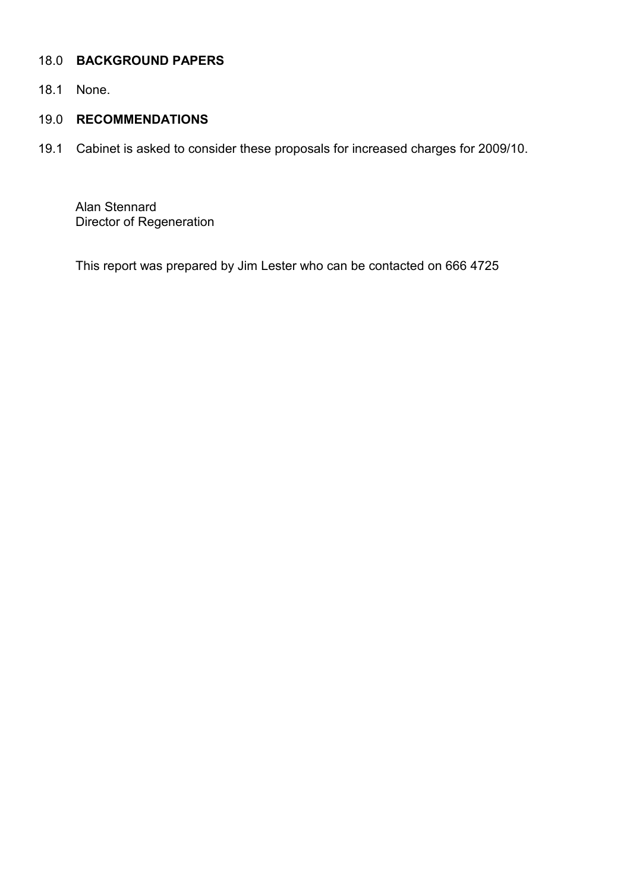## 18.0 **BACKGROUND PAPERS**

18.1 None.

## 19.0 **RECOMMENDATIONS**

19.1 Cabinet is asked to consider these proposals for increased charges for 2009/10.

Alan Stennard
Director of Regeneration

This report was prepared by Jim Lester who can be contacted on 666 4725